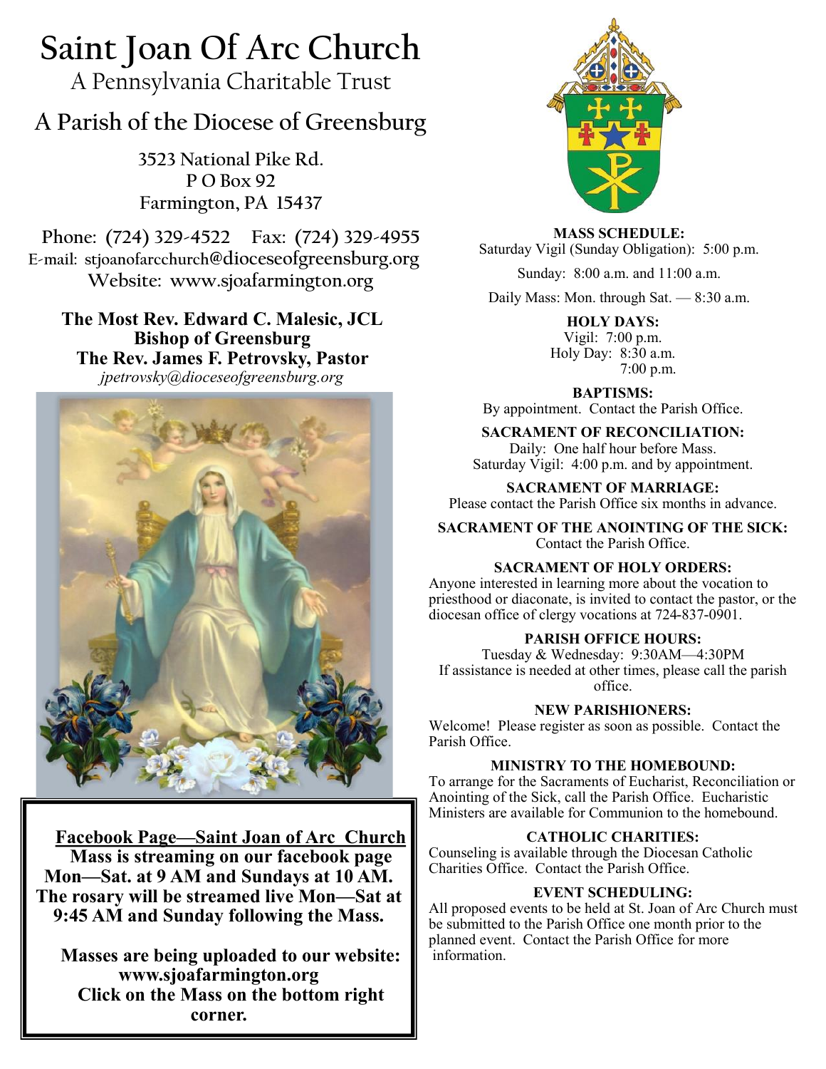# Saint Joan Of Arc Church

A Pennsylvania Charitable Trust

## A Parish of the Diocese of Greensburg

3523 National Pike Rd.
P O Box 92
Farmington, PA 15437

Phone: (724) 329-4522  Fax: (724) 329-4955
E-mail: stjoanofarcchurch@dioceseofgreensburg.org
Website: www.sjoafarmington.org

**The Most Rev. Edward C. Malesic, JCL**
**Bishop of Greensburg**
**The Rev. James F. Petrovsky, Pastor**
*jpetrovsky@dioceseofgreensburg.org*

**Facebook Page—Saint Joan of Arc Church**
**Mass is streaming on our facebook page Mon—Sat. at 9 AM and Sundays at 10 AM. The rosary will be streamed live Mon—Sat at 9:45 AM and Sunday following the Mass.**

**Masses are being uploaded to our website: www.sjoafarmington.org Click on the Mass on the bottom right corner.**

**MASS SCHEDULE:**
Saturday Vigil (Sunday Obligation): 5:00 p.m.
Sunday: 8:00 a.m. and 11:00 a.m.
Daily Mass: Mon. through Sat. — 8:30 a.m.

**HOLY DAYS:**
Vigil: 7:00 p.m.
Holy Day: 8:30 a.m.
7:00 p.m.

**BAPTISMS:**
By appointment. Contact the Parish Office.

**SACRAMENT OF RECONCILIATION:**
Daily: One half hour before Mass.
Saturday Vigil: 4:00 p.m. and by appointment.

**SACRAMENT OF MARRIAGE:**
Please contact the Parish Office six months in advance.

**SACRAMENT OF THE ANOINTING OF THE SICK:**
Contact the Parish Office.

**SACRAMENT OF HOLY ORDERS:**
Anyone interested in learning more about the vocation to priesthood or diaconate, is invited to contact the pastor, or the diocesan office of clergy vocations at 724-837-0901.

**PARISH OFFICE HOURS:**
Tuesday & Wednesday: 9:30AM—4:30PM
If assistance is needed at other times, please call the parish office.

**NEW PARISHIONERS:**
Welcome! Please register as soon as possible. Contact the Parish Office.

**MINISTRY TO THE HOMEBOUND:**
To arrange for the Sacraments of Eucharist, Reconciliation or Anointing of the Sick, call the Parish Office. Eucharistic Ministers are available for Communion to the homebound.

**CATHOLIC CHARITIES:**
Counseling is available through the Diocesan Catholic Charities Office. Contact the Parish Office.

**EVENT SCHEDULING:**
All proposed events to be held at St. Joan of Arc Church must be submitted to the Parish Office one month prior to the planned event. Contact the Parish Office for more information.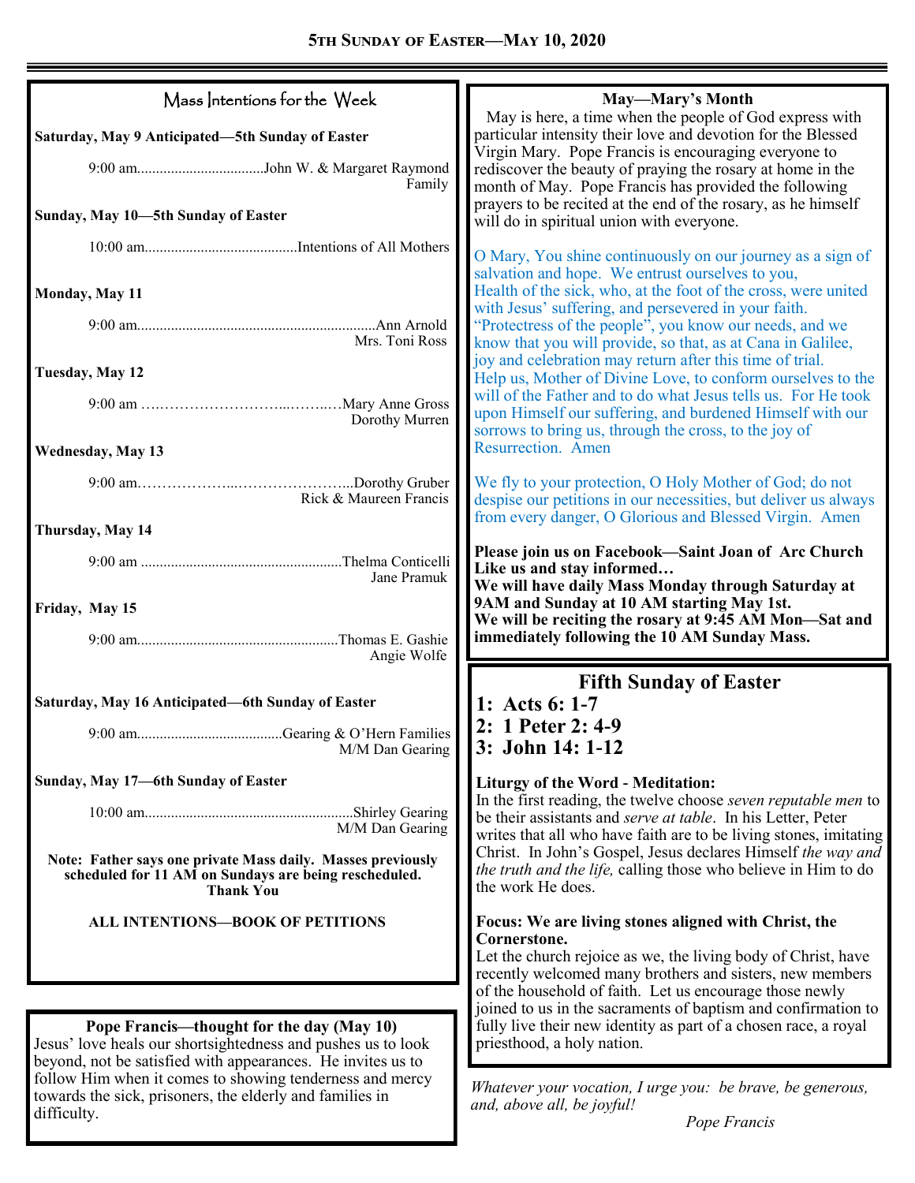# 5th Sunday of Easter—May 10, 2020

## Mass Intentions for the Week

**Saturday, May 9 Anticipated—5th Sunday of Easter**

9:00 am..................................John W. & Margaret Raymond Family

**Sunday, May 10—5th Sunday of Easter**

10:00 am.........................................Intentions of All Mothers

**Monday, May 11**

9:00 am...............................................................Ann Arnold
Mrs. Toni Ross

**Tuesday, May 12**

9:00 am ….…………………….....……..…Mary Anne Gross
Dorothy Murren

**Wednesday, May 13**

9:00 am………………...…………………...Dorothy Gruber
Rick & Maureen Francis

**Thursday, May 14**

9:00 am .....................................................Thelma Conticelli
Jane Pramuk

**Friday, May 15**

9:00 am.....................................................Thomas E. Gashie
Angie Wolfe

**Saturday, May 16 Anticipated—6th Sunday of Easter**

9:00 am.......................................Gearing & O'Hern Families
M/M Dan Gearing

**Sunday, May 17—6th Sunday of Easter**

10:00 am........................................................Shirley Gearing
M/M Dan Gearing

**Note: Father says one private Mass daily. Masses previously scheduled for 11 AM on Sundays are being rescheduled. Thank You**

**ALL INTENTIONS—BOOK OF PETITIONS**

**Pope Francis—thought for the day (May 10)**

Jesus' love heals our shortsightedness and pushes us to look beyond, not be satisfied with appearances. He invites us to follow Him when it comes to showing tenderness and mercy towards the sick, prisoners, the elderly and families in difficulty.

**May—Mary's Month**

May is here, a time when the people of God express with particular intensity their love and devotion for the Blessed Virgin Mary. Pope Francis is encouraging everyone to rediscover the beauty of praying the rosary at home in the month of May. Pope Francis has provided the following prayers to be recited at the end of the rosary, as he himself will do in spiritual union with everyone.

O Mary, You shine continuously on our journey as a sign of salvation and hope. We entrust ourselves to you, Health of the sick, who, at the foot of the cross, were united with Jesus' suffering, and persevered in your faith. "Protectress of the people", you know our needs, and we know that you will provide, so that, as at Cana in Galilee, joy and celebration may return after this time of trial. Help us, Mother of Divine Love, to conform ourselves to the will of the Father and to do what Jesus tells us. For He took upon Himself our suffering, and burdened Himself with our sorrows to bring us, through the cross, to the joy of Resurrection. Amen

We fly to your protection, O Holy Mother of God; do not despise our petitions in our necessities, but deliver us always from every danger, O Glorious and Blessed Virgin. Amen

**Please join us on Facebook—Saint Joan of Arc Church**
**Like us and stay informed…**
**We will have daily Mass Monday through Saturday at 9AM and Sunday at 10 AM starting May 1st.**
**We will be reciting the rosary at 9:45 AM Mon—Sat and immediately following the 10 AM Sunday Mass.**

## Fifth Sunday of Easter

**1: Acts 6: 1-7**
**2: 1 Peter 2: 4-9**
**3: John 14: 1-12**

**Liturgy of the Word - Meditation:**
In the first reading, the twelve choose *seven reputable men* to be their assistants and *serve at table*. In his Letter, Peter writes that all who have faith are to be living stones, imitating Christ. In John's Gospel, Jesus declares Himself *the way and the truth and the life,* calling those who believe in Him to do the work He does.

**Focus: We are living stones aligned with Christ, the Cornerstone.**
Let the church rejoice as we, the living body of Christ, have recently welcomed many brothers and sisters, new members of the household of faith. Let us encourage those newly joined to us in the sacraments of baptism and confirmation to fully live their new identity as part of a chosen race, a royal priesthood, a holy nation.

*Whatever your vocation, I urge you: be brave, be generous, and, above all, be joyful!*

*Pope Francis*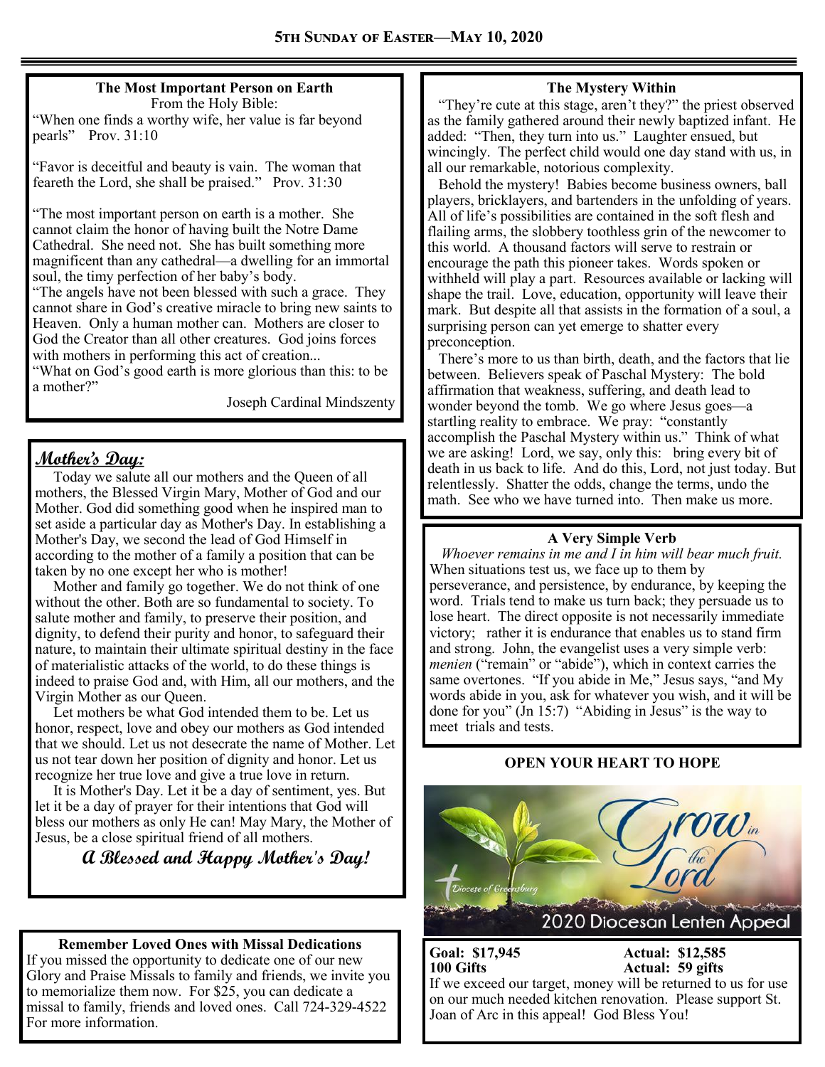**5TH SUNDAY OF EASTER—MAY 10, 2020**

### The Most Important Person on Earth

From the Holy Bible:

"When one finds a worthy wife, her value is far beyond pearls" Prov. 31:10

"Favor is deceitful and beauty is vain. The woman that feareth the Lord, she shall be praised." Prov. 31:30

"The most important person on earth is a mother. She cannot claim the honor of having built the Notre Dame Cathedral. She need not. She has built something more magnificent than any cathedral—a dwelling for an immortal soul, the timy perfection of her baby's body.

"The angels have not been blessed with such a grace. They cannot share in God's creative miracle to bring new saints to Heaven. Only a human mother can. Mothers are closer to God the Creator than all other creatures. God joins forces with mothers in performing this act of creation...

"What on God's good earth is more glorious than this: to be a mother?"

Joseph Cardinal Mindszenty

### Mother's Day:

Today we salute all our mothers and the Queen of all mothers, the Blessed Virgin Mary, Mother of God and our Mother. God did something good when he inspired man to set aside a particular day as Mother's Day. In establishing a Mother's Day, we second the lead of God Himself in according to the mother of a family a position that can be taken by no one except her who is mother!

Mother and family go together. We do not think of one without the other. Both are so fundamental to society. To salute mother and family, to preserve their position, and dignity, to defend their purity and honor, to safeguard their nature, to maintain their ultimate spiritual destiny in the face of materialistic attacks of the world, to do these things is indeed to praise God and, with Him, all our mothers, and the Virgin Mother as our Queen.

Let mothers be what God intended them to be. Let us honor, respect, love and obey our mothers as God intended that we should. Let us not desecrate the name of Mother. Let us not tear down her position of dignity and honor. Let us recognize her true love and give a true love in return.

It is Mother's Day. Let it be a day of sentiment, yes. But let it be a day of prayer for their intentions that God will bless our mothers as only He can! May Mary, the Mother of Jesus, be a close spiritual friend of all mothers.

**A Blessed and Happy Mother's Day!**

### Remember Loved Ones with Missal Dedications

If you missed the opportunity to dedicate one of our new Glory and Praise Missals to family and friends, we invite you to memorialize them now. For $25, you can dedicate a missal to family, friends and loved ones. Call 724-329-4522 For more information.

### The Mystery Within

"They're cute at this stage, aren't they?" the priest observed as the family gathered around their newly baptized infant. He added: "Then, they turn into us." Laughter ensued, but wincingly. The perfect child would one day stand with us, in all our remarkable, notorious complexity.

Behold the mystery! Babies become business owners, ball players, bricklayers, and bartenders in the unfolding of years. All of life's possibilities are contained in the soft flesh and flailing arms, the slobbery toothless grin of the newcomer to this world. A thousand factors will serve to restrain or encourage the path this pioneer takes. Words spoken or withheld will play a part. Resources available or lacking will shape the trail. Love, education, opportunity will leave their mark. But despite all that assists in the formation of a soul, a surprising person can yet emerge to shatter every preconception.

There's more to us than birth, death, and the factors that lie between. Believers speak of Paschal Mystery: The bold affirmation that weakness, suffering, and death lead to wonder beyond the tomb. We go where Jesus goes—a startling reality to embrace. We pray: "constantly accomplish the Paschal Mystery within us." Think of what we are asking! Lord, we say, only this: bring every bit of death in us back to life. And do this, Lord, not just today. But relentlessly. Shatter the odds, change the terms, undo the math. See who we have turned into. Then make us more.

### A Very Simple Verb

*Whoever remains in me and I in him will bear much fruit.*

When situations test us, we face up to them by perseverance, and persistence, by endurance, by keeping the word. Trials tend to make us turn back; they persuade us to lose heart. The direct opposite is not necessarily immediate victory; rather it is endurance that enables us to stand firm and strong. John, the evangelist uses a very simple verb: *menien* ("remain" or "abide"), which in context carries the same overtones. "If you abide in Me," Jesus says, "and My words abide in you, ask for whatever you wish, and it will be done for you" (Jn 15:7) "Abiding in Jesus" is the way to meet trials and tests.

### OPEN YOUR HEART TO HOPE

Grow in the Lord — Diocese of Greensburg — 2020 Diocesan Lenten Appeal

| | |
|---|---|
| **Goal: $17,945** | **Actual: $12,585** |
| **100 Gifts** | **Actual: 59 gifts** |

If we exceed our target, money will be returned to us for use on our much needed kitchen renovation. Please support St. Joan of Arc in this appeal! God Bless You!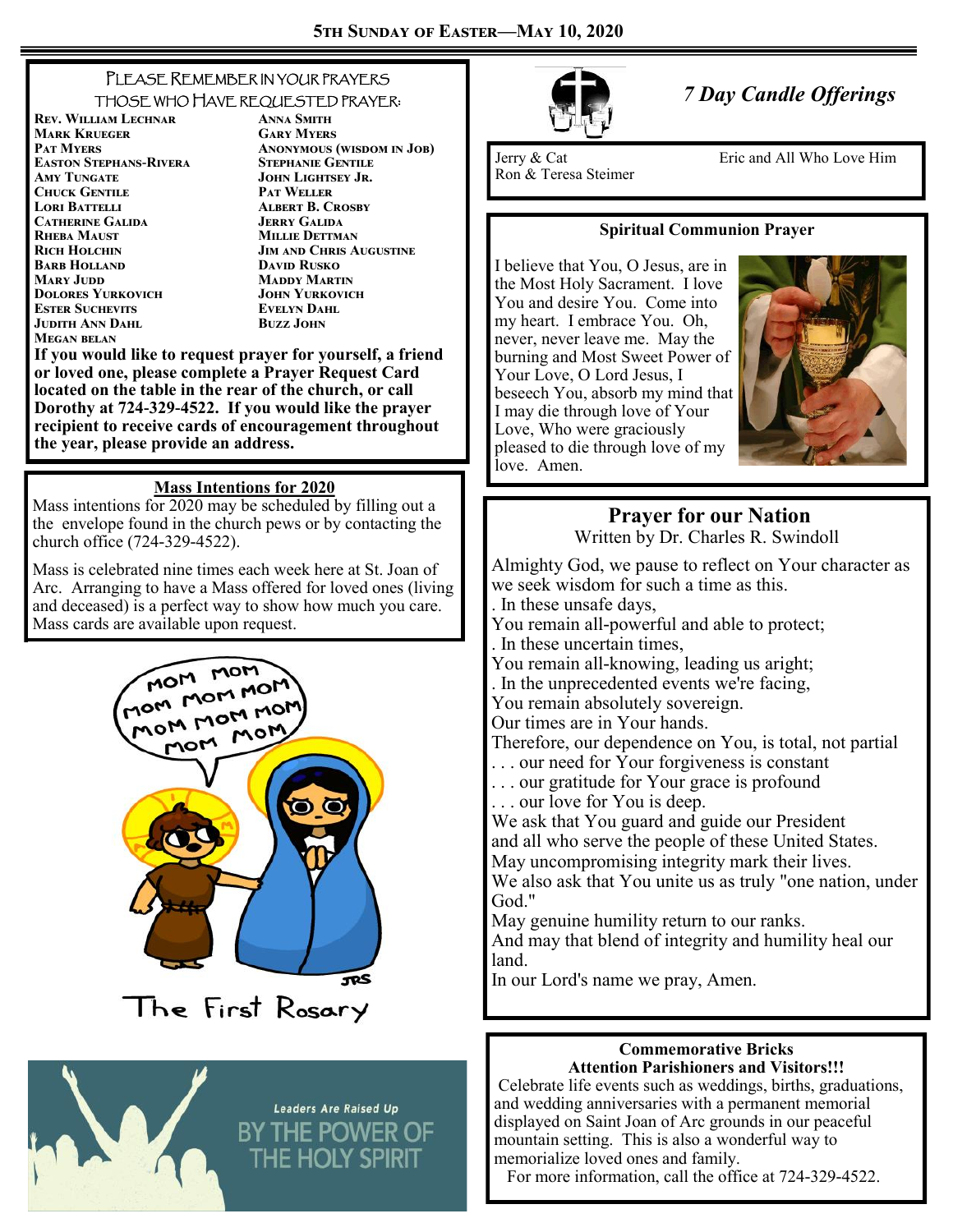## 5th Sunday of Easter—May 10, 2020

### Please Remember in Your Prayers Those Who Have Requested Prayer:

- Rev. William Lechnar
- Mark Krueger
- Pat Myers
- Easton Stephans-Rivera
- Amy Tungate
- Chuck Gentile
- Lori Battelli
- Catherine Galida
- Rheba Maust
- Rich Holchin
- Barb Holland
- Mary Judd
- Dolores Yurkovich
- Ester Suchevits
- Judith Ann Dahl
- Megan Belan
- Anna Smith
- Gary Myers
- Anonymous (wisdom in Job)
- Stephanie Gentile
- John Lightsey Jr.
- Pat Weller
- Albert B. Crosby
- Jerry Galida
- Millie Dettman
- Jim and Chris Augustine
- David Rusko
- Maddy Martin
- John Yurkovich
- Evelyn Dahl
- Buzz John

**If you would like to request prayer for yourself, a friend or loved one, please complete a Prayer Request Card located on the table in the rear of the church, or call Dorothy at 724-329-4522. If you would like the prayer recipient to receive cards of encouragement throughout the year, please provide an address.**

### Mass Intentions for 2020

Mass intentions for 2020 may be scheduled by filling out a the envelope found in the church pews or by contacting the church office (724-329-4522).

Mass is celebrated nine times each week here at St. Joan of Arc. Arranging to have a Mass offered for loved ones (living and deceased) is a perfect way to show how much you care. Mass cards are available upon request.

MOM MOM MOM MOM MOM MOM MOM MOM MOM MOM

The First Rosary

Leaders Are Raised Up BY THE POWER OF THE HOLY SPIRIT

### *7 Day Candle Offerings*

Jerry & Cat
Ron & Teresa Steimer
Eric and All Who Love Him

### Spiritual Communion Prayer

I believe that You, O Jesus, are in the Most Holy Sacrament. I love You and desire You. Come into my heart. I embrace You. Oh, never, never leave me. May the burning and Most Sweet Power of Your Love, O Lord Jesus, I beseech You, absorb my mind that I may die through love of Your Love, Who were graciously pleased to die through love of my love. Amen.

### Prayer for our Nation

Written by Dr. Charles R. Swindoll

Almighty God, we pause to reflect on Your character as we seek wisdom for such a time as this.
. In these unsafe days,
You remain all-powerful and able to protect;
. In these uncertain times,
You remain all-knowing, leading us aright;
. In the unprecedented events we're facing,
You remain absolutely sovereign.
Our times are in Your hands.
Therefore, our dependence on You, is total, not partial
. . . our need for Your forgiveness is constant
. . . our gratitude for Your grace is profound
. . . our love for You is deep.
We ask that You guard and guide our President
and all who serve the people of these United States.
May uncompromising integrity mark their lives.
We also ask that You unite us as truly "one nation, under God."
May genuine humility return to our ranks.
And may that blend of integrity and humility heal our land.
In our Lord's name we pray, Amen.

### Commemorative Bricks
**Attention Parishioners and Visitors!!!**

Celebrate life events such as weddings, births, graduations, and wedding anniversaries with a permanent memorial displayed on Saint Joan of Arc grounds in our peaceful mountain setting. This is also a wonderful way to memorialize loved ones and family.
For more information, call the office at 724-329-4522.